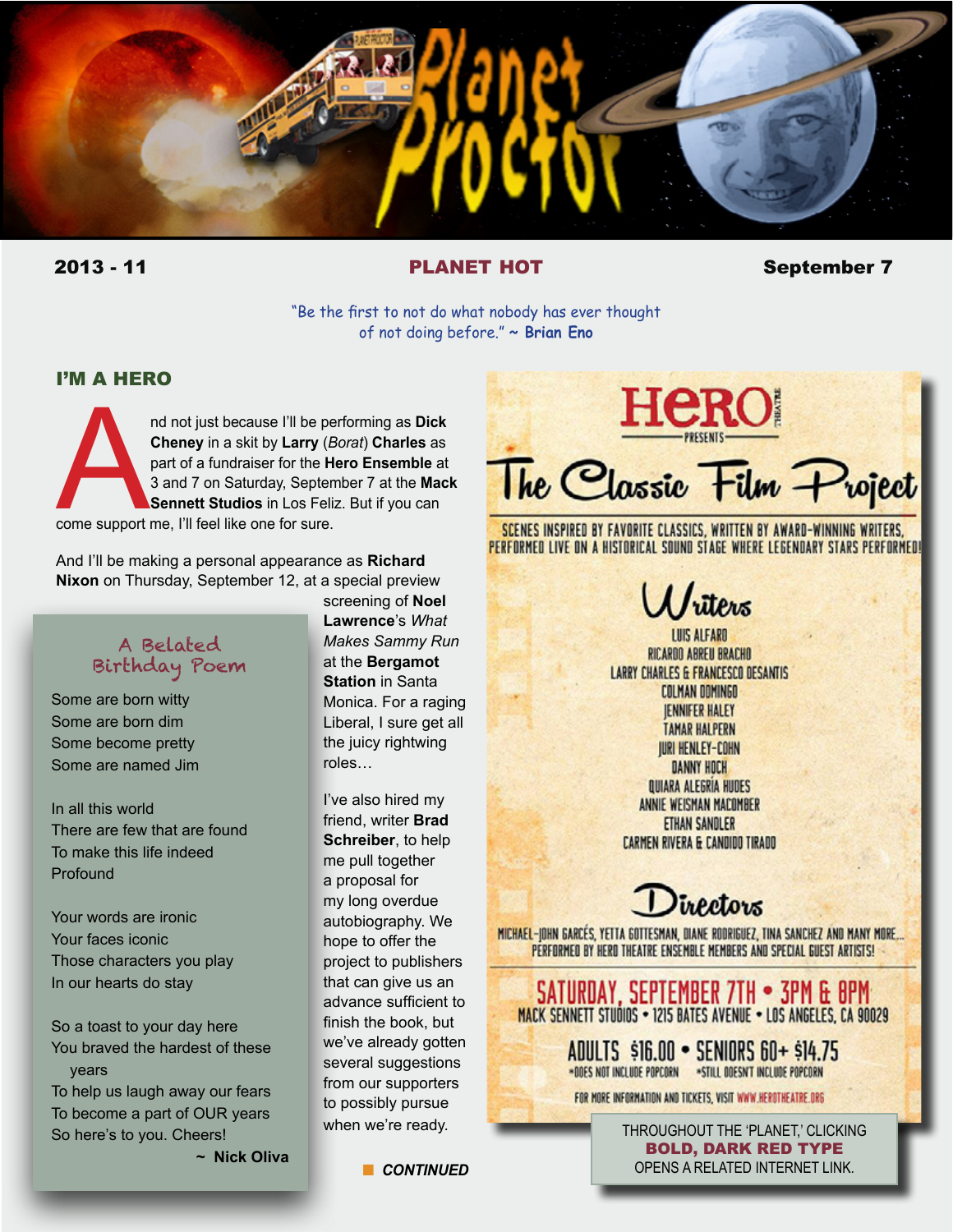# Planet Proctor

**2013 - 11** **PLANET HOT** **September 7**

"Be the first to not do what nobody has ever thought of not doing before." ~ **Brian Eno**

## I'M A HERO

And not just because I'll be performing as **Dick Cheney** in a skit by **Larry** (*Borat*) **Charles** as part of a fundraiser for the **Hero Ensemble** at 3 and 7 on Saturday, September 7 at the **Mack Sennett Studios** in Los Feliz. But if you can come support me, I'll feel like one for sure.

And I'll be making a personal appearance as **Richard Nixon** on Thursday, September 12, at a special preview screening of **Noel Lawrence**'s *What Makes Sammy Run* at the **Bergamot Station** in Santa Monica. For a raging Liberal, I sure get all the juicy rightwing roles…

I've also hired my friend, writer **Brad Schreiber**, to help me pull together a proposal for my long overdue autobiography. We hope to offer the project to publishers that can give us an advance sufficient to finish the book, but we've already gotten several suggestions from our supporters to possibly pursue when we're ready.

■ *CONTINUED*

### A Belated Birthday Poem

Some are born witty
Some are born dim
Some become pretty
Some are named Jim

In all this world
There are few that are found
To make this life indeed
Profound

Your words are ironic
Your faces iconic
Those characters you play
In our hearts do stay

So a toast to your day here
You braved the hardest of these
years
To help us laugh away our fears
To become a part of OUR years
So here's to you. Cheers!

~ **Nick Oliva**

**HERO** THEATRE PRESENTS

# The Classic Film Project

SCENES INSPIRED BY FAVORITE CLASSICS, WRITTEN BY AWARD-WINNING WRITERS, PERFORMED LIVE ON A HISTORICAL SOUND STAGE WHERE LEGENDARY STARS PERFORMED!

## Writers

LUIS ALFARO
RICARDO ABREU BRACHO
LARRY CHARLES & FRANCESCO DESANTIS
COLMAN DOMINGO
JENNIFER HALEY
TAMAR HALPERN
JURI HENLEY-COHN
DANNY HOCH
QUIARA ALEGRÍA HUDES
ANNIE WEISMAN MACOMBER
ETHAN SANDLER
CARMEN RIVERA & CANDIDO TIRADO

## Directors

MICHAEL-JOHN GARCÉS, YETTA GOTTESMAN, DIANE RODRIGUEZ, TINA SANCHEZ AND MANY MORE...
PERFORMED BY HERO THEATRE ENSEMBLE MEMBERS AND SPECIAL GUEST ARTISTS!

**SATURDAY, SEPTEMBER 7TH • 3PM & 8PM**
MACK SENNETT STUDIOS • 1215 BATES AVENUE • LOS ANGELES, CA 90029

ADULTS $16.00 • SENIORS 60+ $14.75
*DOES NOT INCLUDE POPCORN *STILL DOESN'T INCLUDE POPCORN

FOR MORE INFORMATION AND TICKETS, VISIT WWW.HEROTHEATRE.ORG

THROUGHOUT THE 'PLANET,' CLICKING **BOLD, DARK RED TYPE** OPENS A RELATED INTERNET LINK.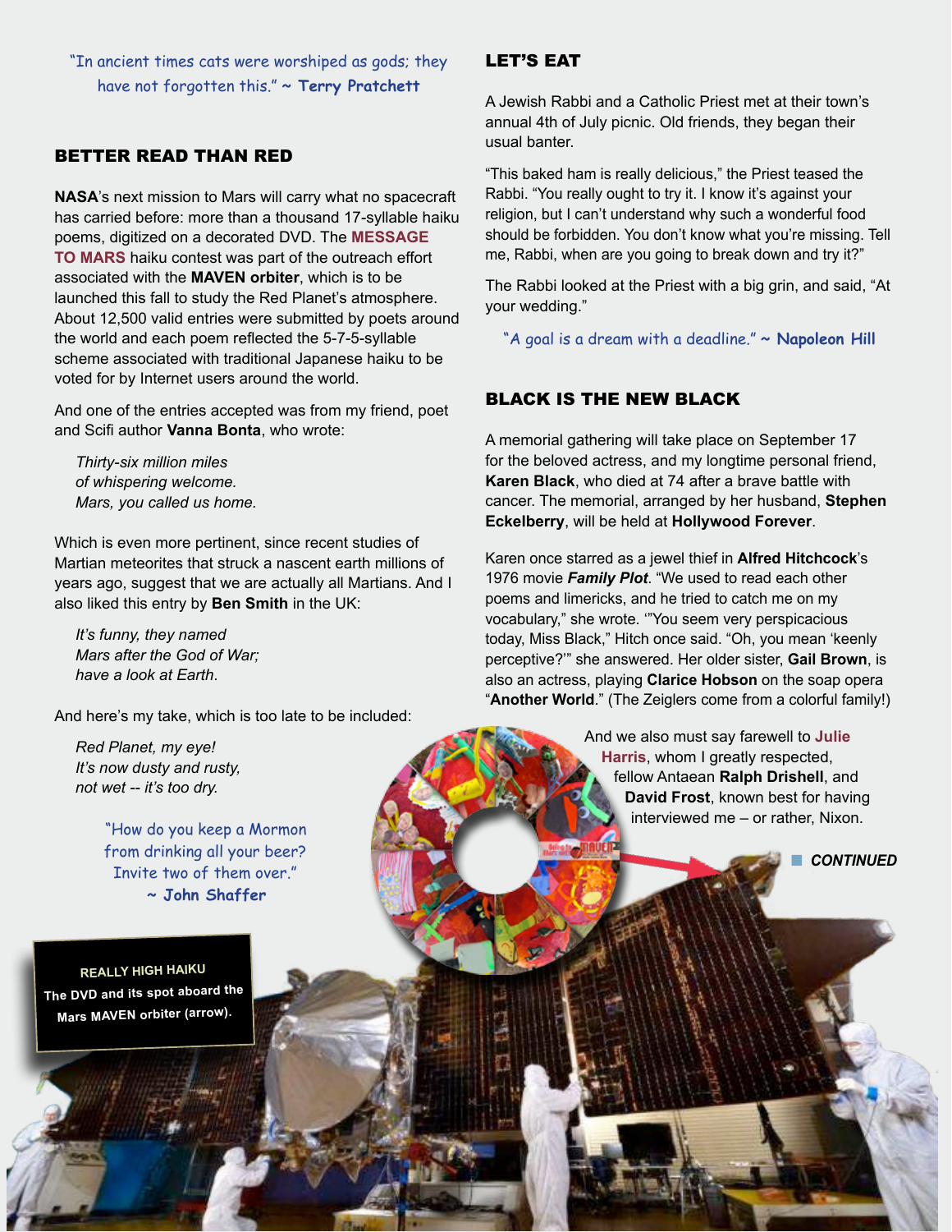"In ancient times cats were worshiped as gods; they have not forgotten this." ~ **Terry Pratchett**

## BETTER READ THAN RED

**NASA**'s next mission to Mars will carry what no spacecraft has carried before: more than a thousand 17-syllable haiku poems, digitized on a decorated DVD. The **MESSAGE TO MARS** haiku contest was part of the outreach effort associated with the **MAVEN orbiter**, which is to be launched this fall to study the Red Planet's atmosphere. About 12,500 valid entries were submitted by poets around the world and each poem reflected the 5-7-5-syllable scheme associated with traditional Japanese haiku to be voted for by Internet users around the world.

And one of the entries accepted was from my friend, poet and Scifi author **Vanna Bonta**, who wrote:

*Thirty-six million miles*
*of whispering welcome.*
*Mars, you called us home.*

Which is even more pertinent, since recent studies of Martian meteorites that struck a nascent earth millions of years ago, suggest that we are actually all Martians. And I also liked this entry by **Ben Smith** in the UK:

*It's funny, they named*
*Mars after the God of War;*
*have a look at Earth.*

And here's my take, which is too late to be included:

*Red Planet, my eye!*
*It's now dusty and rusty,*
*not wet -- it's too dry.*

"How do you keep a Mormon from drinking all your beer? Invite two of them over." ~ **John Shaffer**

**REALLY HIGH HAIKU**
The DVD and its spot aboard the Mars MAVEN orbiter (arrow).

## LET'S EAT

A Jewish Rabbi and a Catholic Priest met at their town's annual 4th of July picnic. Old friends, they began their usual banter.

"This baked ham is really delicious," the Priest teased the Rabbi. "You really ought to try it. I know it's against your religion, but I can't understand why such a wonderful food should be forbidden. You don't know what you're missing. Tell me, Rabbi, when are you going to break down and try it?"

The Rabbi looked at the Priest with a big grin, and said, "At your wedding."

"A goal is a dream with a deadline." ~ **Napoleon Hill**

## BLACK IS THE NEW BLACK

A memorial gathering will take place on September 17 for the beloved actress, and my longtime personal friend, **Karen Black**, who died at 74 after a brave battle with cancer. The memorial, arranged by her husband, **Stephen Eckelberry**, will be held at **Hollywood Forever**.

Karen once starred as a jewel thief in **Alfred Hitchcock**'s 1976 movie ***Family Plot***. "We used to read each other poems and limericks, and he tried to catch me on my vocabulary," she wrote. '"You seem very perspicacious today, Miss Black," Hitch once said. "Oh, you mean 'keenly perceptive?'" she answered. Her older sister, **Gail Brown**, is also an actress, playing **Clarice Hobson** on the soap opera "**Another World**." (The Zieglers come from a colorful family!)

And we also must say farewell to **Julie Harris**, whom I greatly respected, fellow Antaean **Ralph Drishell**, and **David Frost**, known best for having interviewed me – or rather, Nixon.

***CONTINUED***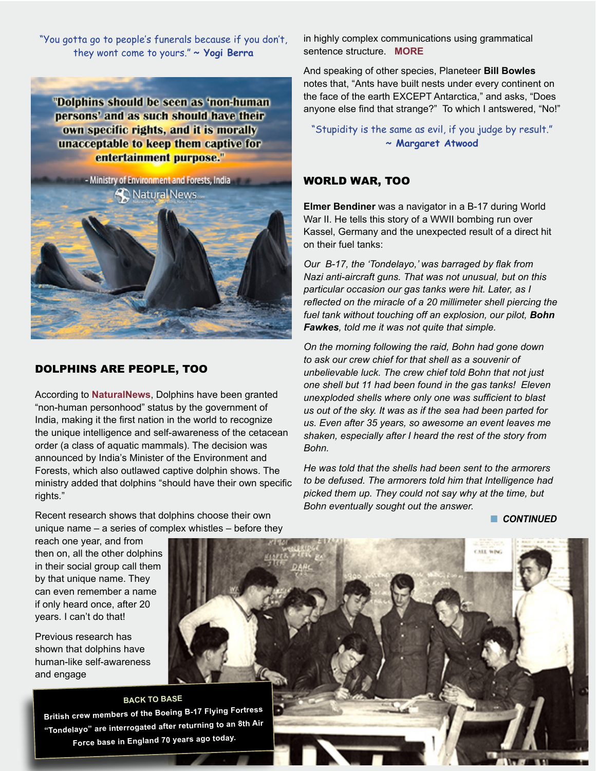"You gotta go to people's funerals because if you don't, they wont come to yours." ~ **Yogi Berra**

"Dolphins should be seen as 'non-human persons' and as such should have their own specific rights, and it is morally unacceptable to keep them captive for entertainment purpose."

- Ministry of Environment and Forests, India

NaturalNews

## DOLPHINS ARE PEOPLE, TOO

According to **NaturalNews**, Dolphins have been granted "non-human personhood" status by the government of India, making it the first nation in the world to recognize the unique intelligence and self-awareness of the cetacean order (a class of aquatic mammals). The decision was announced by India's Minister of the Environment and Forests, which also outlawed captive dolphin shows. The ministry added that dolphins "should have their own specific rights."

Recent research shows that dolphins choose their own unique name – a series of complex whistles – before they reach one year, and from then on, all the other dolphins in their social group call them by that unique name. They can even remember a name if only heard once, after 20 years. I can't do that!

Previous research has shown that dolphins have human-like self-awareness and engage in highly complex communications using grammatical sentence structure. **MORE**

And speaking of other species, Planeteer **Bill Bowles** notes that, "Ants have built nests under every continent on the face of the earth EXCEPT Antarctica," and asks, "Does anyone else find that strange?" To which I antswered, "No!"

"Stupidity is the same as evil, if you judge by result." ~ **Margaret Atwood**

## WORLD WAR, TOO

**Elmer Bendiner** was a navigator in a B-17 during World War II. He tells this story of a WWII bombing run over Kassel, Germany and the unexpected result of a direct hit on their fuel tanks:

*Our B-17, the 'Tondelayo,' was barraged by flak from Nazi anti-aircraft guns. That was not unusual, but on this particular occasion our gas tanks were hit. Later, as I reflected on the miracle of a 20 millimeter shell piercing the fuel tank without touching off an explosion, our pilot,* ***Bohn Fawkes****, told me it was not quite that simple.*

*On the morning following the raid, Bohn had gone down to ask our crew chief for that shell as a souvenir of unbelievable luck. The crew chief told Bohn that not just one shell but 11 had been found in the gas tanks! Eleven unexploded shells where only one was sufficient to blast us out of the sky. It was as if the sea had been parted for us. Even after 35 years, so awesome an event leaves me shaken, especially after I heard the rest of the story from Bohn.*

*He was told that the shells had been sent to the armorers to be defused. The armorers told him that Intelligence had picked them up. They could not say why at the time, but Bohn eventually sought out the answer.*

***CONTINUED***

**BACK TO BASE**

**British crew members of the Boeing B-17 Flying Fortress "Tondelayo" are interrogated after returning to an 8th Air Force base in England 70 years ago today.**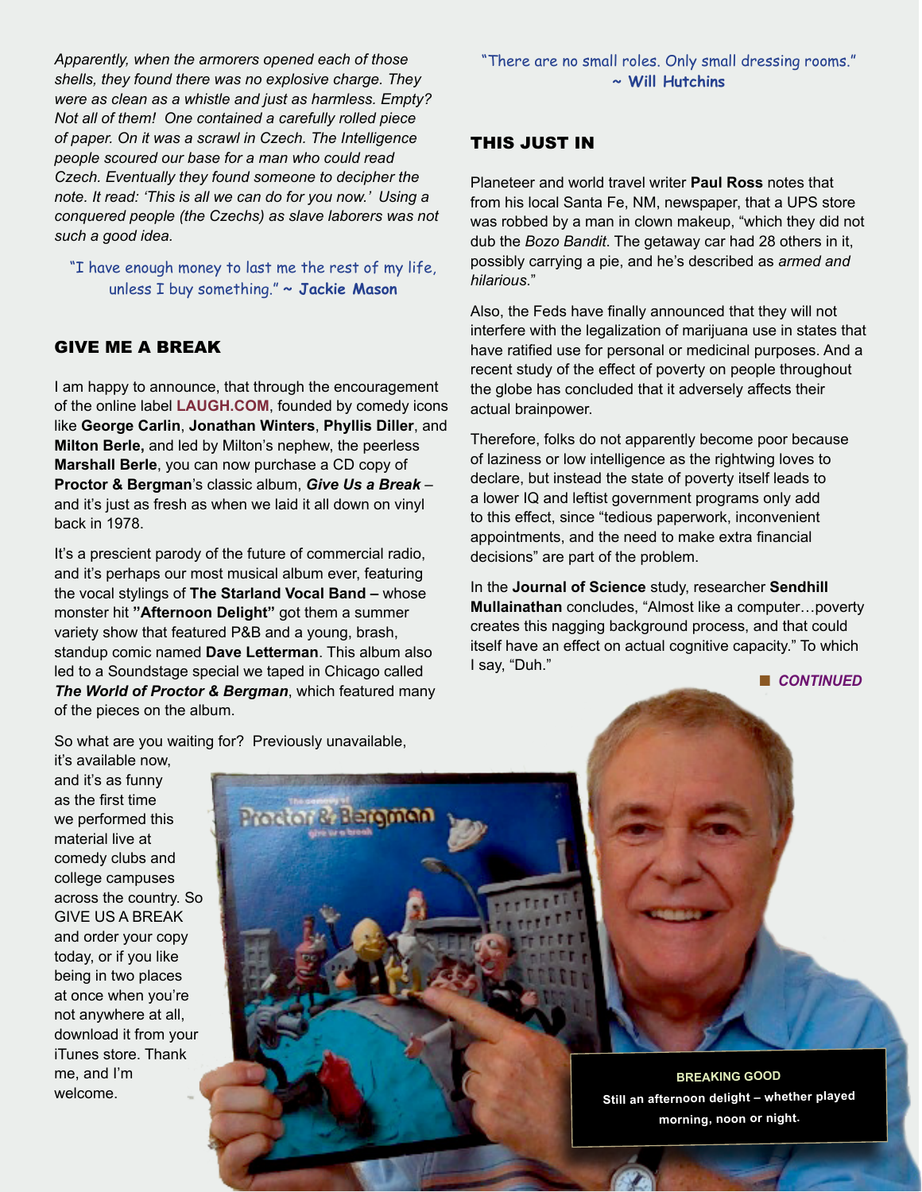*Apparently, when the armorers opened each of those shells, they found there was no explosive charge. They were as clean as a whistle and just as harmless. Empty? Not all of them! One contained a carefully rolled piece of paper. On it was a scrawl in Czech. The Intelligence people scoured our base for a man who could read Czech. Eventually they found someone to decipher the note. It read: 'This is all we can do for you now.' Using a conquered people (the Czechs) as slave laborers was not such a good idea.*

"I have enough money to last me the rest of my life, unless I buy something." ~ **Jackie Mason**

## GIVE ME A BREAK

I am happy to announce, that through the encouragement of the online label **LAUGH.COM**, founded by comedy icons like **George Carlin**, **Jonathan Winters**, **Phyllis Diller**, and **Milton Berle,** and led by Milton's nephew, the peerless **Marshall Berle**, you can now purchase a CD copy of **Proctor & Bergman**'s classic album, ***Give Us a Break*** – and it's just as fresh as when we laid it all down on vinyl back in 1978.

It's a prescient parody of the future of commercial radio, and it's perhaps our most musical album ever, featuring the vocal stylings of **The Starland Vocal Band –** whose monster hit **"Afternoon Delight"** got them a summer variety show that featured P&B and a young, brash, standup comic named **Dave Letterman**. This album also led to a Soundstage special we taped in Chicago called ***The World of Proctor & Bergman***, which featured many of the pieces on the album.

So what are you waiting for? Previously unavailable, it's available now, and it's as funny as the first time we performed this material live at comedy clubs and college campuses across the country. So GIVE US A BREAK and order your copy today, or if you like being in two places at once when you're not anywhere at all, download it from your iTunes store. Thank me, and I'm welcome.

"There are no small roles. Only small dressing rooms." ~ **Will Hutchins**

## THIS JUST IN

Planeteer and world travel writer **Paul Ross** notes that from his local Santa Fe, NM, newspaper, that a UPS store was robbed by a man in clown makeup, "which they did not dub the *Bozo Bandit*. The getaway car had 28 others in it, possibly carrying a pie, and he's described as *armed and hilarious*."

Also, the Feds have finally announced that they will not interfere with the legalization of marijuana use in states that have ratified use for personal or medicinal purposes. And a recent study of the effect of poverty on people throughout the globe has concluded that it adversely affects their actual brainpower.

Therefore, folks do not apparently become poor because of laziness or low intelligence as the rightwing loves to declare, but instead the state of poverty itself leads to a lower IQ and leftist government programs only add to this effect, since "tedious paperwork, inconvenient appointments, and the need to make extra financial decisions" are part of the problem.

In the **Journal of Science** study, researcher **Sendhill Mullainathan** concludes, "Almost like a computer…poverty creates this nagging background process, and that could itself have an effect on actual cognitive capacity." To which I say, "Duh."

***CONTINUED***

**BREAKING GOOD**

**Still an afternoon delight – whether played morning, noon or night.**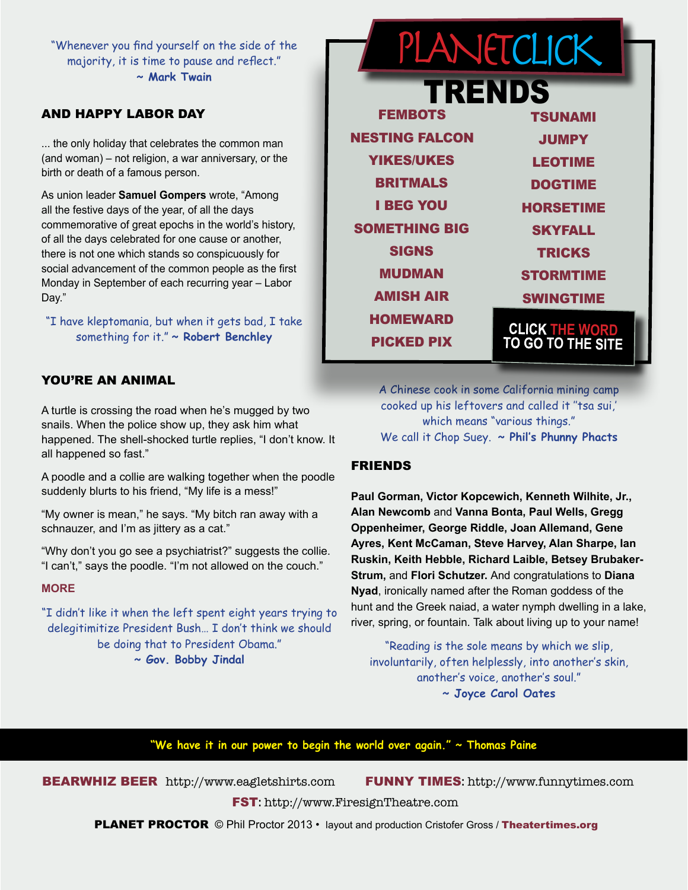"Whenever you find yourself on the side of the majority, it is time to pause and reflect."
**~ Mark Twain**

## AND HAPPY LABOR DAY

... the only holiday that celebrates the common man (and woman) – not religion, a war anniversary, or the birth or death of a famous person.

As union leader **Samuel Gompers** wrote, "Among all the festive days of the year, of all the days commemorative of great epochs in the world's history, of all the days celebrated for one cause or another, there is not one which stands so conspicuously for social advancement of the common people as the first Monday in September of each recurring year – Labor Day."

"I have kleptomania, but when it gets bad, I take something for it." **~ Robert Benchley**

## YOU'RE AN ANIMAL

A turtle is crossing the road when he's mugged by two snails. When the police show up, they ask him what happened. The shell-shocked turtle replies, "I don't know. It all happened so fast."

A poodle and a collie are walking together when the poodle suddenly blurts to his friend, "My life is a mess!"

"My owner is mean," he says. "My bitch ran away with a schnauzer, and I'm as jittery as a cat."

"Why don't you go see a psychiatrist?" suggests the collie. "I can't," says the poodle. "I'm not allowed on the couch."

**MORE**

"I didn't like it when the left spent eight years trying to delegitimize President Bush... I don't think we should be doing that to President Obama."
**~ Gov. Bobby Jindal**

## PLANETCLICK TRENDS

FEMBOTS
NESTING FALCON
YIKES/UKES
BRITMALS
I BEG YOU
SOMETHING BIG
SIGNS
MUDMAN
AMISH AIR
HOMEWARD
PICKED PIX
TSUNAMI
JUMPY
LEOTIME
DOGTIME
HORSETIME
SKYFALL
TRICKS
STORMTIME
SWINGTIME

CLICK THE WORD TO GO TO THE SITE

A Chinese cook in some California mining camp cooked up his leftovers and called it "tsa sui,' which means "various things." We call it Chop Suey. **~ Phil's Phunny Phacts**

## FRIENDS

**Paul Gorman, Victor Kopcewich, Kenneth Wilhite, Jr., Alan Newcomb** and **Vanna Bonta, Paul Wells, Gregg Oppenheimer, George Riddle, Joan Allemand, Gene Ayres, Kent McCaman, Steve Harvey, Alan Sharpe, Ian Ruskin, Keith Hebble, Richard Laible, Betsey Brubaker-Strum,** and **Flori Schutzer.** And congratulations to **Diana Nyad**, ironically named after the Roman goddess of the hunt and the Greek naiad, a water nymph dwelling in a lake, river, spring, or fountain. Talk about living up to your name!

"Reading is the sole means by which we slip, involuntarily, often helplessly, into another's skin, another's voice, another's soul."
**~ Joyce Carol Oates**

"We have it in our power to begin the world over again." ~ Thomas Paine

**BEARWHIZ BEER** http://www.eagletshirts.com **FUNNY TIMES**: http://www.funnytimes.com

**FST**: http://www.FiresignTheatre.com

**PLANET PROCTOR** © Phil Proctor 2013 • layout and production Cristofer Gross / **Theatertimes.org**